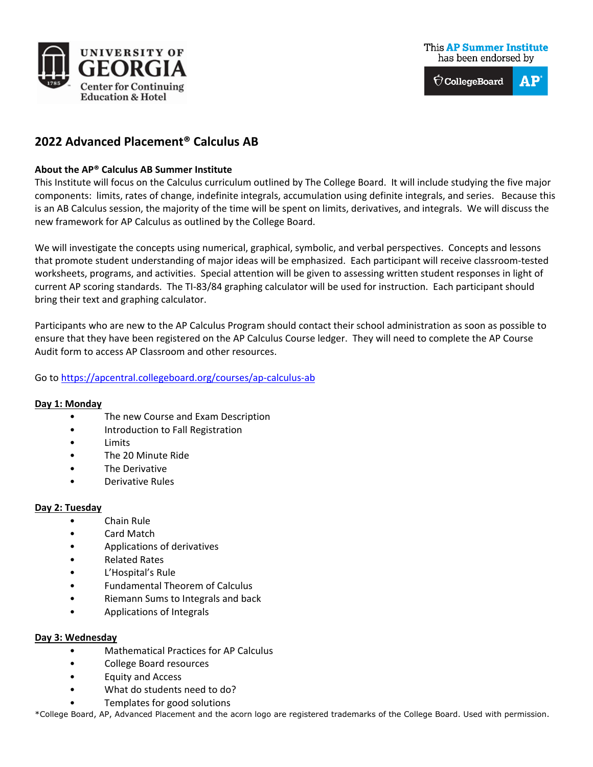UNIVERSITY OF GEORGIA
Center for Continuing Education & Hotel

This **AP Summer Institute** has been endorsed by CollegeBoard AP

# 2022 Advanced Placement® Calculus AB

**About the AP® Calculus AB Summer Institute**

This Institute will focus on the Calculus curriculum outlined by The College Board. It will include studying the five major components: limits, rates of change, indefinite integrals, accumulation using definite integrals, and series. Because this is an AB Calculus session, the majority of the time will be spent on limits, derivatives, and integrals. We will discuss the new framework for AP Calculus as outlined by the College Board.

We will investigate the concepts using numerical, graphical, symbolic, and verbal perspectives. Concepts and lessons that promote student understanding of major ideas will be emphasized. Each participant will receive classroom-tested worksheets, programs, and activities. Special attention will be given to assessing written student responses in light of current AP scoring standards. The TI-83/84 graphing calculator will be used for instruction. Each participant should bring their text and graphing calculator.

Participants who are new to the AP Calculus Program should contact their school administration as soon as possible to ensure that they have been registered on the AP Calculus Course ledger. They will need to complete the AP Course Audit form to access AP Classroom and other resources.

Go to https://apcentral.collegeboard.org/courses/ap-calculus-ab

**Day 1: Monday**

- The new Course and Exam Description
- Introduction to Fall Registration
- Limits
- The 20 Minute Ride
- The Derivative
- Derivative Rules

**Day 2: Tuesday**

- Chain Rule
- Card Match
- Applications of derivatives
- Related Rates
- L'Hospital's Rule
- Fundamental Theorem of Calculus
- Riemann Sums to Integrals and back
- Applications of Integrals

**Day 3: Wednesday**

- Mathematical Practices for AP Calculus
- College Board resources
- Equity and Access
- What do students need to do?
- Templates for good solutions

*College Board, AP, Advanced Placement and the acorn logo are registered trademarks of the College Board. Used with permission.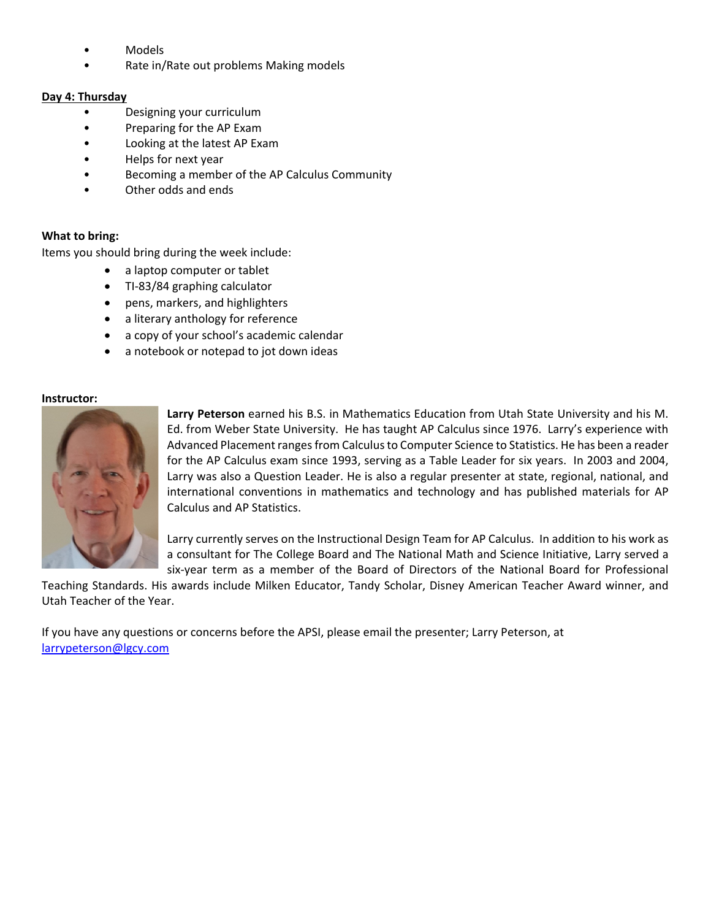- Models
- Rate in/Rate out problems Making models

**Day 4: Thursday**

- Designing your curriculum
- Preparing for the AP Exam
- Looking at the latest AP Exam
- Helps for next year
- Becoming a member of the AP Calculus Community
- Other odds and ends

**What to bring:**

Items you should bring during the week include:

- a laptop computer or tablet
- TI-83/84 graphing calculator
- pens, markers, and highlighters
- a literary anthology for reference
- a copy of your school's academic calendar
- a notebook or notepad to jot down ideas

**Instructor:**

**Larry Peterson** earned his B.S. in Mathematics Education from Utah State University and his M. Ed. from Weber State University. He has taught AP Calculus since 1976. Larry's experience with Advanced Placement ranges from Calculus to Computer Science to Statistics. He has been a reader for the AP Calculus exam since 1993, serving as a Table Leader for six years. In 2003 and 2004, Larry was also a Question Leader. He is also a regular presenter at state, regional, national, and international conventions in mathematics and technology and has published materials for AP Calculus and AP Statistics.

Larry currently serves on the Instructional Design Team for AP Calculus. In addition to his work as a consultant for The College Board and The National Math and Science Initiative, Larry served a six-year term as a member of the Board of Directors of the National Board for Professional Teaching Standards. His awards include Milken Educator, Tandy Scholar, Disney American Teacher Award winner, and Utah Teacher of the Year.

If you have any questions or concerns before the APSI, please email the presenter; Larry Peterson, at larrypeterson@lgcy.com